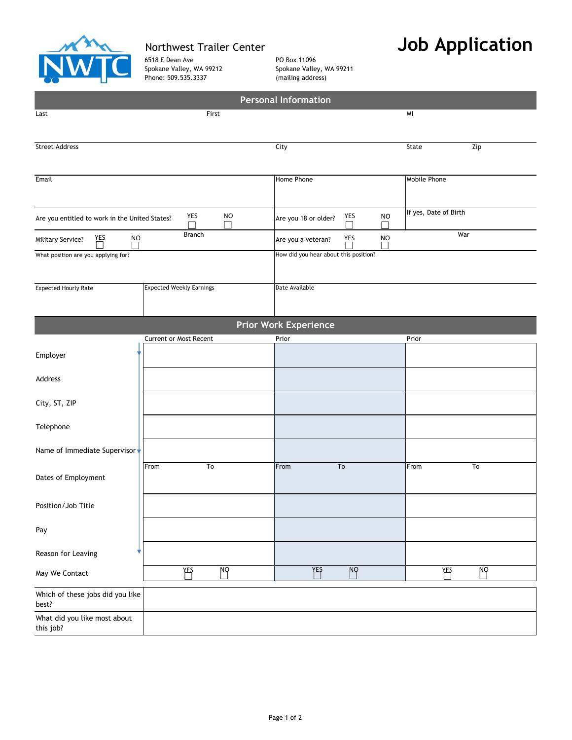Northwest Trailer Center

6518 E Dean Ave
Spokane Valley, WA 99212
Phone: 509.535.3337

PO Box 11096
Spokane Valley, WA 99211
(mailing address)

# Job Application

## Personal Information

| Last | First | MI |
|---|---|---|
| | | |

| Street Address | City | State | Zip |
|---|---|---|---|
| | | | |

| Email | Home Phone | Mobile Phone |
|---|---|---|
| | | |

| Are you entitled to work in the United States? YES ☐ NO ☐ | Are you 18 or older? YES ☐ NO ☐ | If yes, Date of Birth |
|---|---|---|
| Military Service? YES ☐ NO ☐ Branch | Are you a veteran? YES ☐ NO ☐ | War |

| What position are you applying for? | How did you hear about this position? |
|---|---|
| | |

| Expected Hourly Rate | Expected Weekly Earnings | Date Available |
|---|---|---|
| | | |

## Prior Work Experience

| | Current or Most Recent | Prior | Prior |
|---|---|---|---|
| Employer | | | |
| Address | | | |
| City, ST, ZIP | | | |
| Telephone | | | |
| Name of Immediate Supervisor | | | |
| Dates of Employment | From To | From To | From To |
| Position/Job Title | | | |
| Pay | | | |
| Reason for Leaving | | | |
| May We Contact | YES ☐ NO ☐ | YES ☐ NO ☐ | YES ☐ NO ☐ |

| | |
|---|---|
| Which of these jobs did you like best? | |
| What did you like most about this job? | |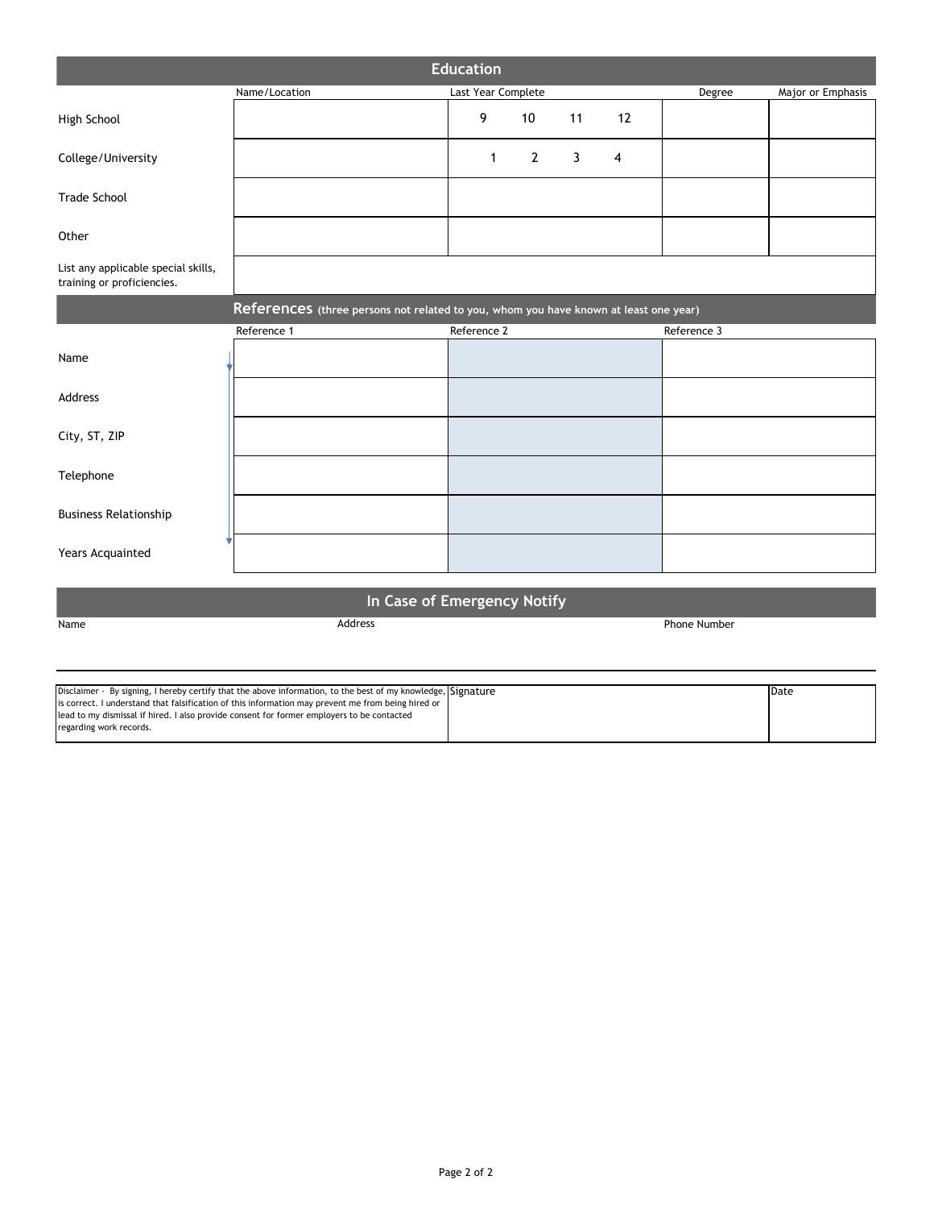## Education

| | Name/Location | Last Year Complete | Degree | Major or Emphasis |
|---|---|---|---|---|
| High School | | 9 10 11 12 | | |
| College/University | | 1 2 3 4 | | |
| Trade School | | | | |
| Other | | | | |
| List any applicable special skills, training or proficiencies. | | | | |

## References (three persons not related to you, whom you have known at least one year)

| | Reference 1 | Reference 2 | Reference 3 |
|---|---|---|---|
| Name | | | |
| Address | | | |
| City, ST, ZIP | | | |
| Telephone | | | |
| Business Relationship | | | |
| Years Acquainted | | | |

## In Case of Emergency Notify

| Name | Address | Phone Number |
|---|---|---|
| | | |

| Disclaimer - By signing, I hereby certify that the above information, to the best of my knowledge, is correct. I understand that falsification of this information may prevent me from being hired or lead to my dismissal if hired. I also provide consent for former employers to be contacted regarding work records. | Signature | Date |
|---|---|---|